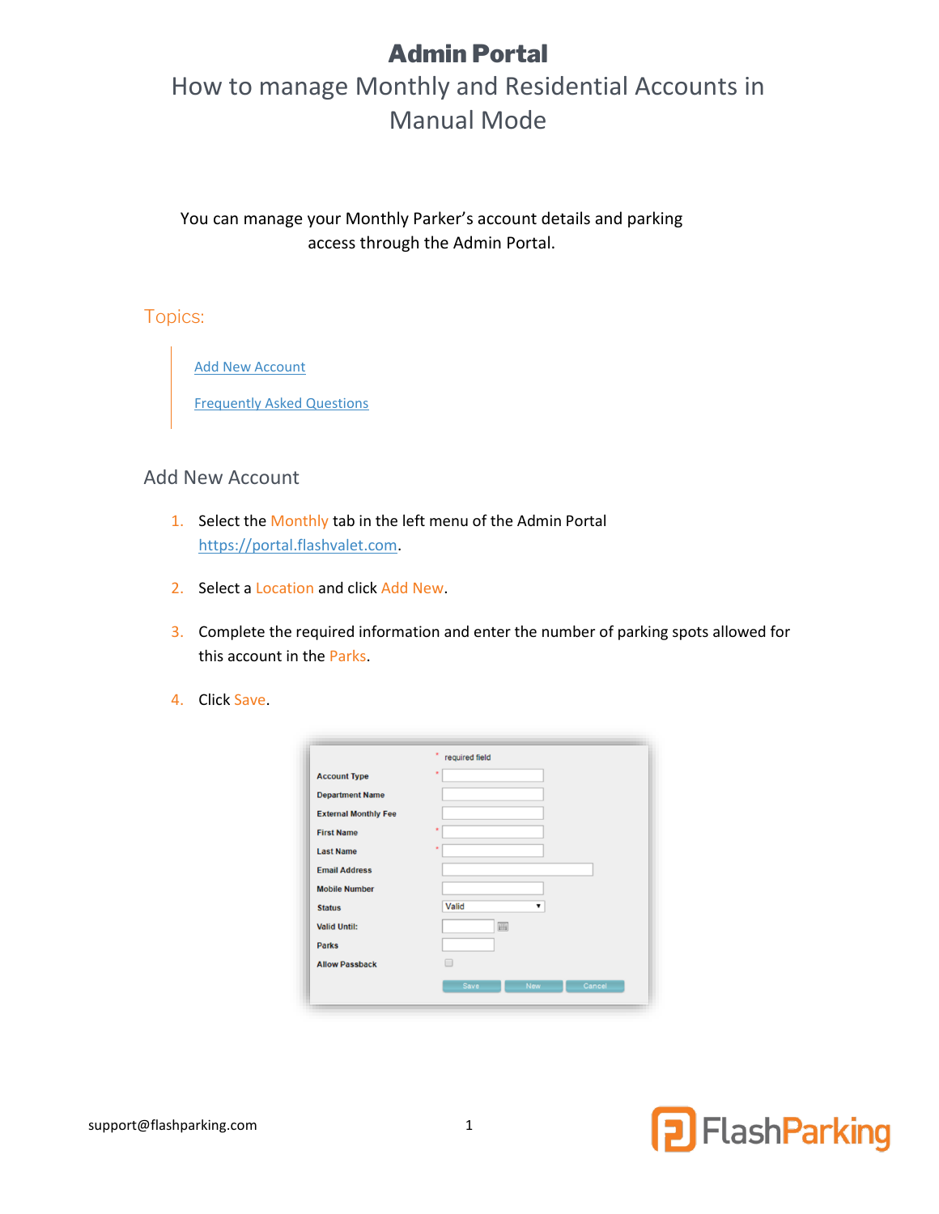# Admin Portal

## How to manage Monthly and Residential Accounts in Manual Mode

You can manage your Monthly Parker's account details and parking access through the Admin Portal.

### Topics:

- [Add New Account](#add-new-account)
- [Frequently Asked Questions](#frequently-asked-questions)

## Add New Account

1. Select the Monthly tab in the left menu of the Admin Portal https://portal.flashvalet.com.
2. Select a Location and click Add New.
3. Complete the required information and enter the number of parking spots allowed for this account in the Parks.
4. Click Save.

support@flashparking.com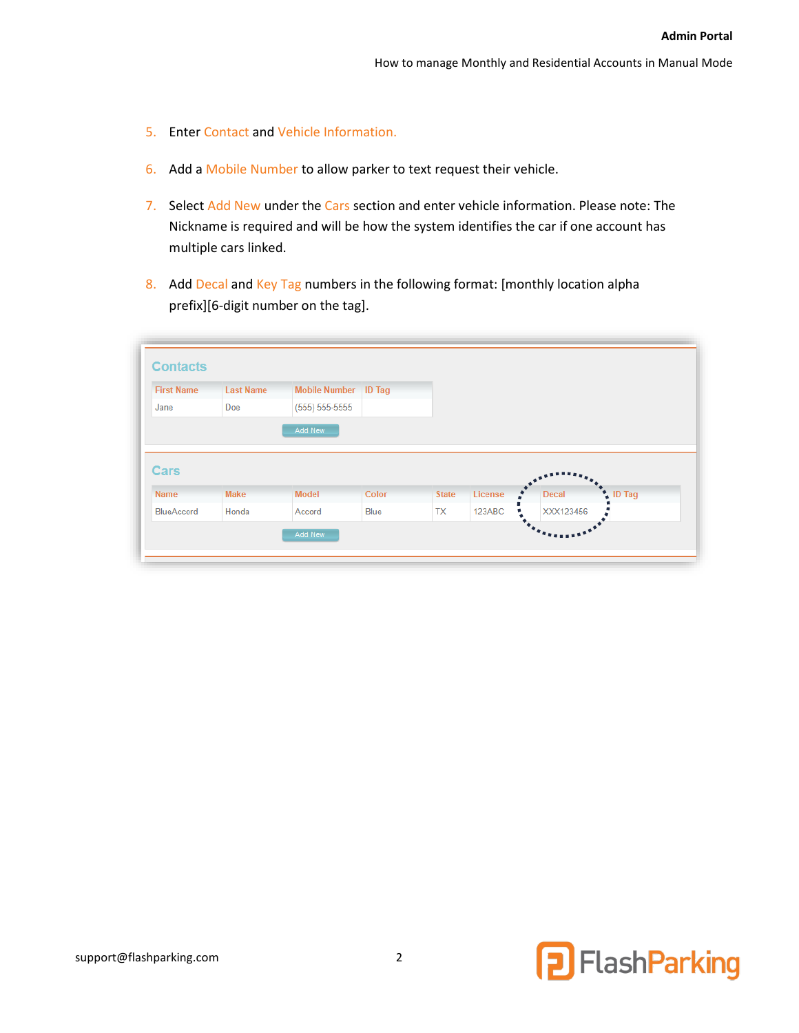5. Enter Contact and Vehicle Information.

6. Add a Mobile Number to allow parker to text request their vehicle.

7. Select Add New under the Cars section and enter vehicle information. Please note: The Nickname is required and will be how the system identifies the car if one account has multiple cars linked.

8. Add Decal and Key Tag numbers in the following format: [monthly location alpha prefix][6-digit number on the tag].

**Contacts**

| First Name | Last Name | Mobile Number | ID Tag |
|---|---|---|---|
| Jane | Doe | (555) 555-5555 | |

Add New

**Cars**

| Name | Make | Model | Color | State | License | Decal | ID Tag |
|---|---|---|---|---|---|---|---|
| BlueAccord | Honda | Accord | Blue | TX | 123ABC | XXX123456 | |

Add New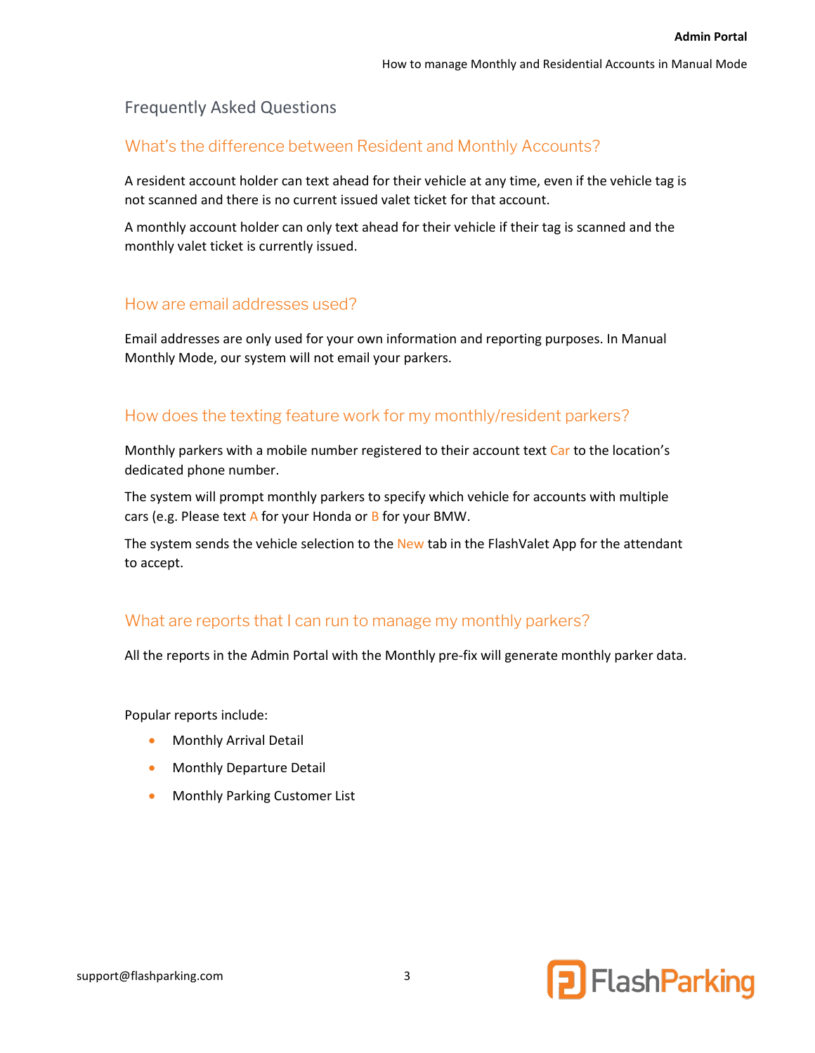## Frequently Asked Questions

### What's the difference between Resident and Monthly Accounts?

A resident account holder can text ahead for their vehicle at any time, even if the vehicle tag is not scanned and there is no current issued valet ticket for that account.

A monthly account holder can only text ahead for their vehicle if their tag is scanned and the monthly valet ticket is currently issued.

### How are email addresses used?

Email addresses are only used for your own information and reporting purposes. In Manual Monthly Mode, our system will not email your parkers.

### How does the texting feature work for my monthly/resident parkers?

Monthly parkers with a mobile number registered to their account text Car to the location's dedicated phone number.

The system will prompt monthly parkers to specify which vehicle for accounts with multiple cars (e.g. Please text A for your Honda or B for your BMW.

The system sends the vehicle selection to the New tab in the FlashValet App for the attendant to accept.

### What are reports that I can run to manage my monthly parkers?

All the reports in the Admin Portal with the Monthly pre-fix will generate monthly parker data.

Popular reports include:

- Monthly Arrival Detail
- Monthly Departure Detail
- Monthly Parking Customer List

support@flashparking.com